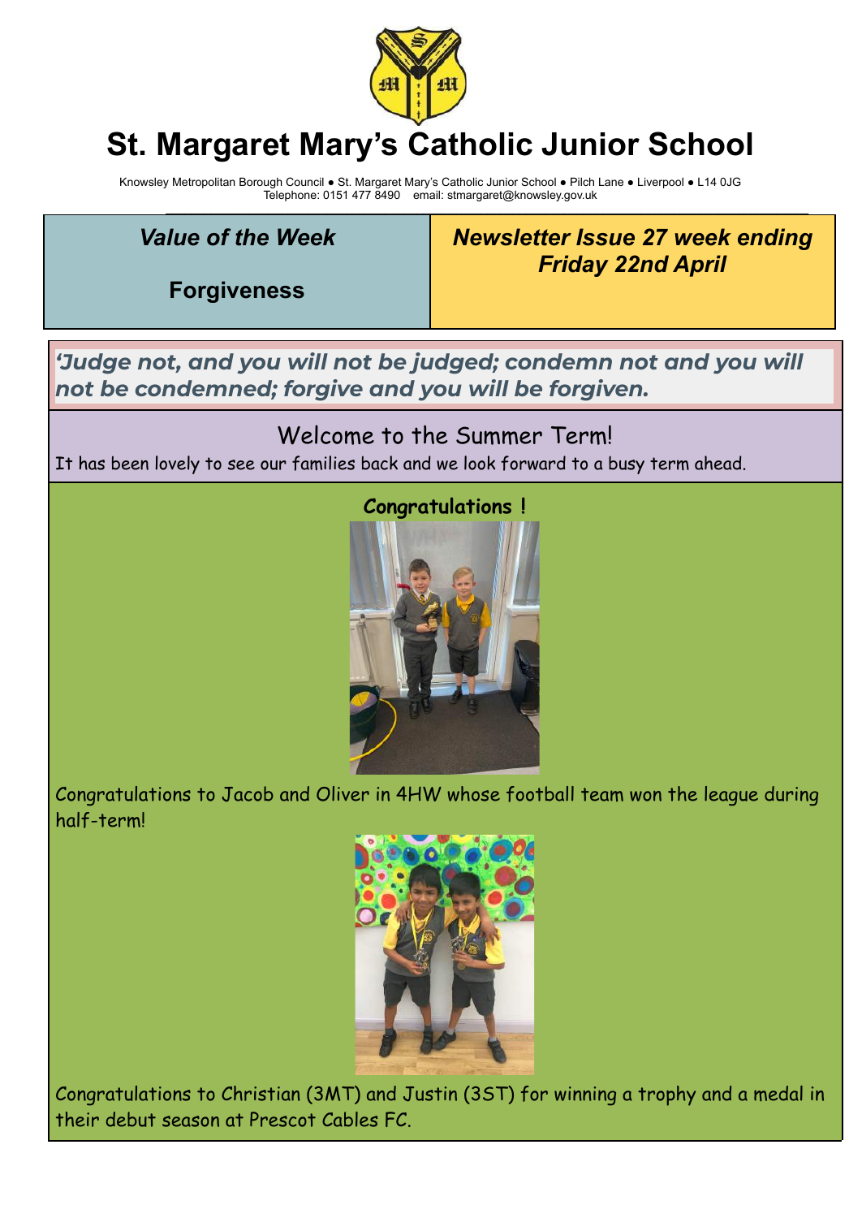# St. Margaret Mary's Catholic Junior School

Knowsley Metropolitan Borough Council ● St. Margaret Mary's Catholic Junior School ● Pilch Lane ● Liverpool ● L14 0JG
Telephone: 0151 477 8490 email: stmargaret@knowsley.gov.uk

***Value of the Week***

**Forgiveness**

***Newsletter Issue 27 week ending Friday 22nd April***

***'Judge not, and you will not be judged; condemn not and you will not be condemned; forgive and you will be forgiven.***

## Welcome to the Summer Term!

It has been lovely to see our families back and we look forward to a busy term ahead.

### Congratulations !

Congratulations to Jacob and Oliver in 4HW whose football team won the league during half-term!

Congratulations to Christian (3MT) and Justin (3ST) for winning a trophy and a medal in their debut season at Prescot Cables FC.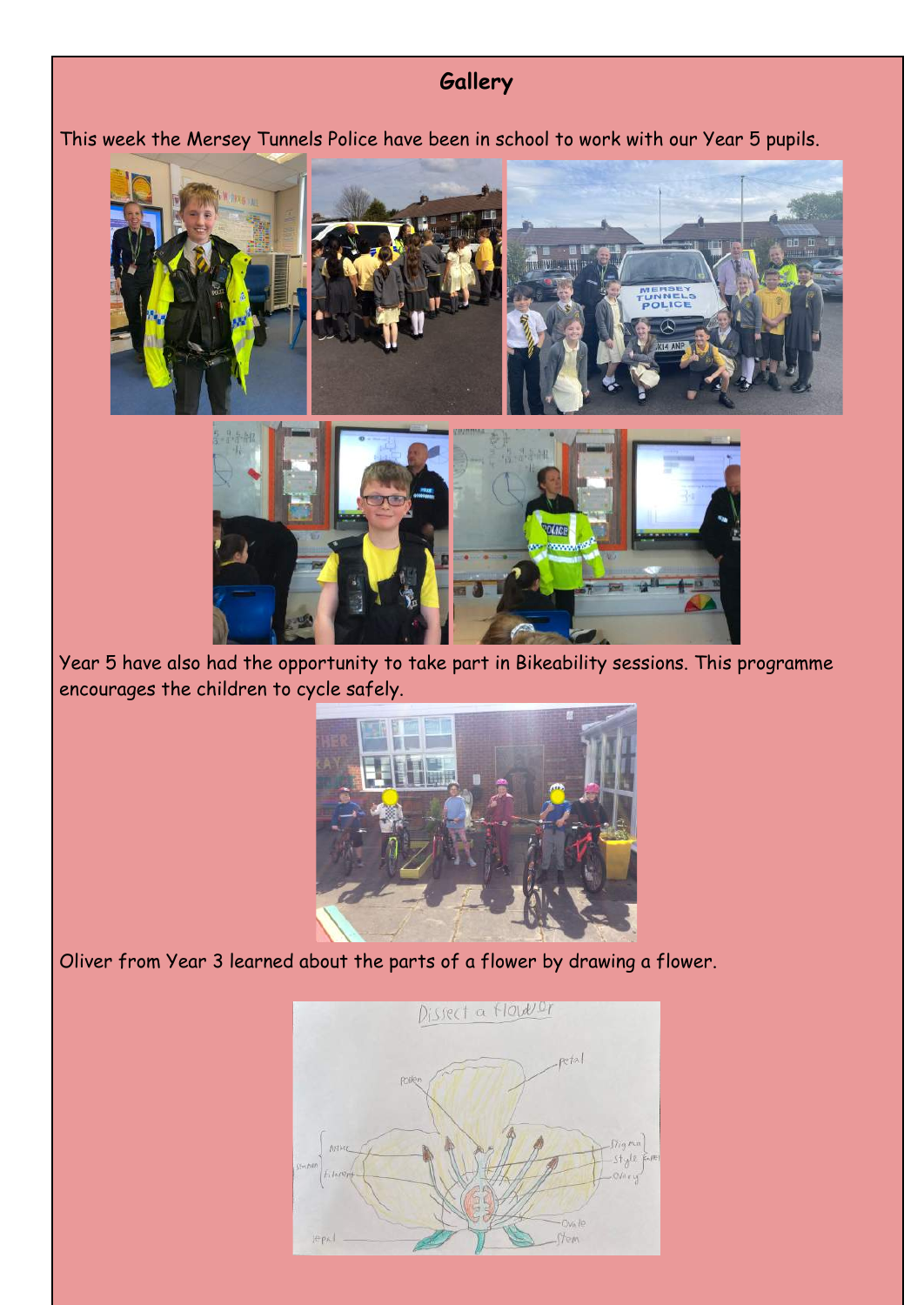## Gallery

This week the Mersey Tunnels Police have been in school to work with our Year 5 pupils.

Year 5 have also had the opportunity to take part in Bikeability sessions. This programme encourages the children to cycle safely.

Oliver from Year 3 learned about the parts of a flower by drawing a flower.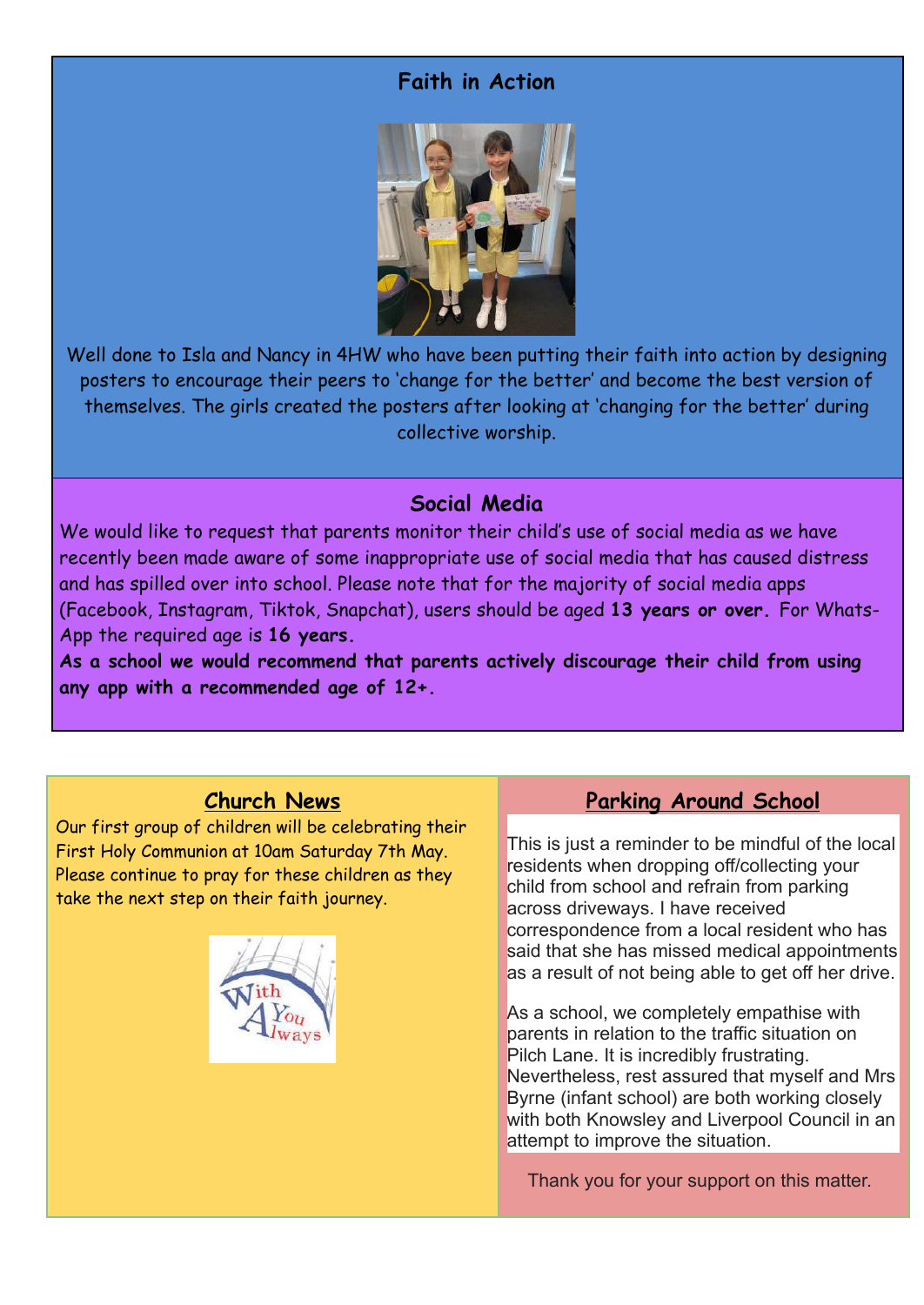## Faith in Action

Well done to Isla and Nancy in 4HW who have been putting their faith into action by designing posters to encourage their peers to 'change for the better' and become the best version of themselves. The girls created the posters after looking at 'changing for the better' during collective worship.

## Social Media

We would like to request that parents monitor their child's use of social media as we have recently been made aware of some inappropriate use of social media that has caused distress and has spilled over into school. Please note that for the majority of social media apps (Facebook, Instagram, Tiktok, Snapchat), users should be aged **13 years or over.** For WhatsApp the required age is **16 years.**

**As a school we would recommend that parents actively discourage their child from using any app with a recommended age of 12+.**

## Church News

Our first group of children will be celebrating their First Holy Communion at 10am Saturday 7th May. Please continue to pray for these children as they take the next step on their faith journey.

With You Always

## Parking Around School

This is just a reminder to be mindful of the local residents when dropping off/collecting your child from school and refrain from parking across driveways. I have received correspondence from a local resident who has said that she has missed medical appointments as a result of not being able to get off her drive.

As a school, we completely empathise with parents in relation to the traffic situation on Pilch Lane. It is incredibly frustrating. Nevertheless, rest assured that myself and Mrs Byrne (infant school) are both working closely with both Knowsley and Liverpool Council in an attempt to improve the situation.

Thank you for your support on this matter.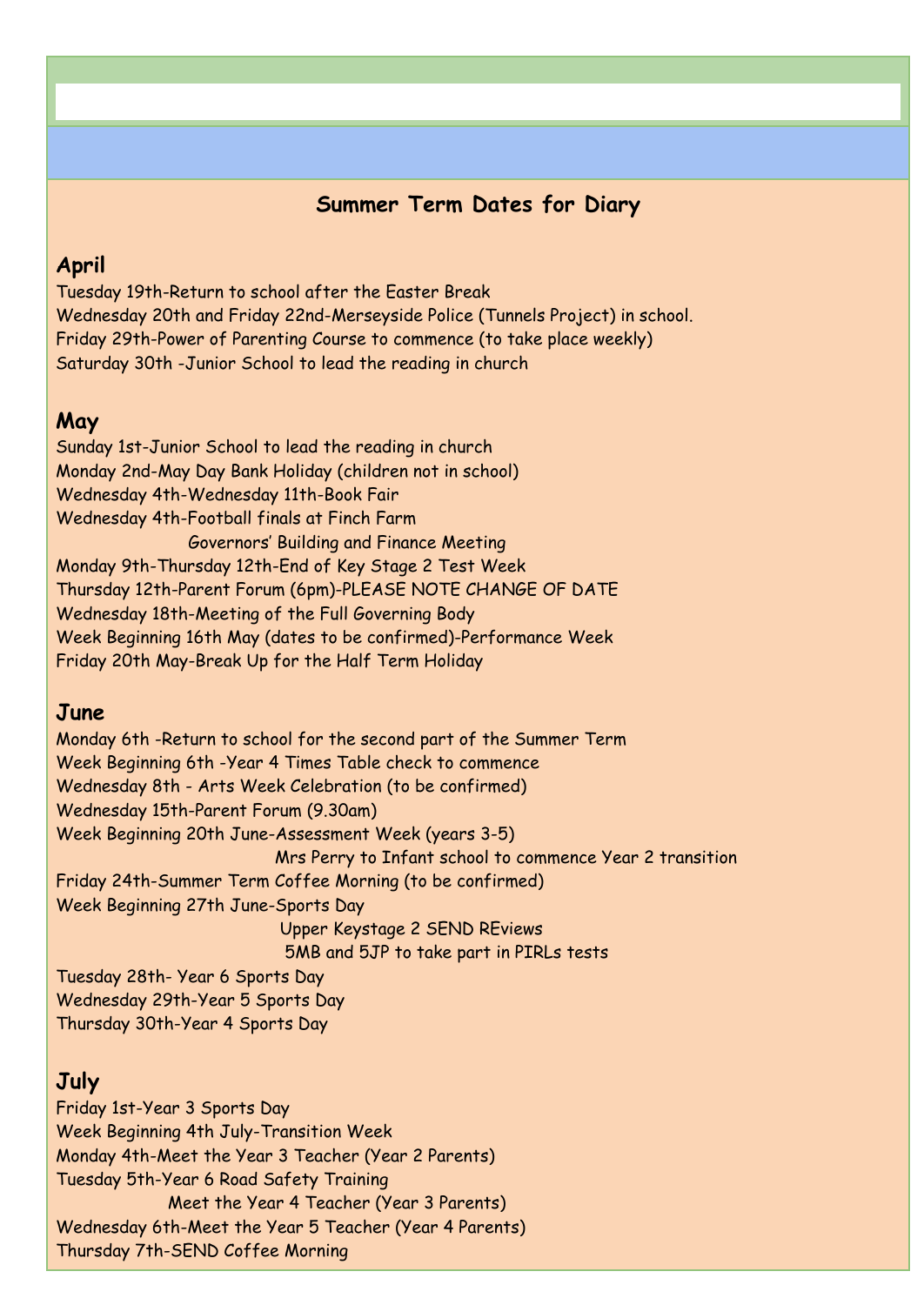## Summer Term Dates for Diary

### April

Tuesday 19th-Return to school after the Easter Break
Wednesday 20th and Friday 22nd-Merseyside Police (Tunnels Project) in school.
Friday 29th-Power of Parenting Course to commence (to take place weekly)
Saturday 30th -Junior School to lead the reading in church

### May

Sunday 1st-Junior School to lead the reading in church
Monday 2nd-May Day Bank Holiday (children not in school)
Wednesday 4th-Wednesday 11th-Book Fair
Wednesday 4th-Football finals at Finch Farm
Governors' Building and Finance Meeting
Monday 9th-Thursday 12th-End of Key Stage 2 Test Week
Thursday 12th-Parent Forum (6pm)-PLEASE NOTE CHANGE OF DATE
Wednesday 18th-Meeting of the Full Governing Body
Week Beginning 16th May (dates to be confirmed)-Performance Week
Friday 20th May-Break Up for the Half Term Holiday

### June

Monday 6th -Return to school for the second part of the Summer Term
Week Beginning 6th -Year 4 Times Table check to commence
Wednesday 8th - Arts Week Celebration (to be confirmed)
Wednesday 15th-Parent Forum (9.30am)
Week Beginning 20th June-Assessment Week (years 3-5)
Mrs Perry to Infant school to commence Year 2 transition
Friday 24th-Summer Term Coffee Morning (to be confirmed)
Week Beginning 27th June-Sports Day
Upper Keystage 2 SEND REviews
5MB and 5JP to take part in PIRLs tests
Tuesday 28th- Year 6 Sports Day
Wednesday 29th-Year 5 Sports Day
Thursday 30th-Year 4 Sports Day

### July

Friday 1st-Year 3 Sports Day
Week Beginning 4th July-Transition Week
Monday 4th-Meet the Year 3 Teacher (Year 2 Parents)
Tuesday 5th-Year 6 Road Safety Training
Meet the Year 4 Teacher (Year 3 Parents)
Wednesday 6th-Meet the Year 5 Teacher (Year 4 Parents)
Thursday 7th-SEND Coffee Morning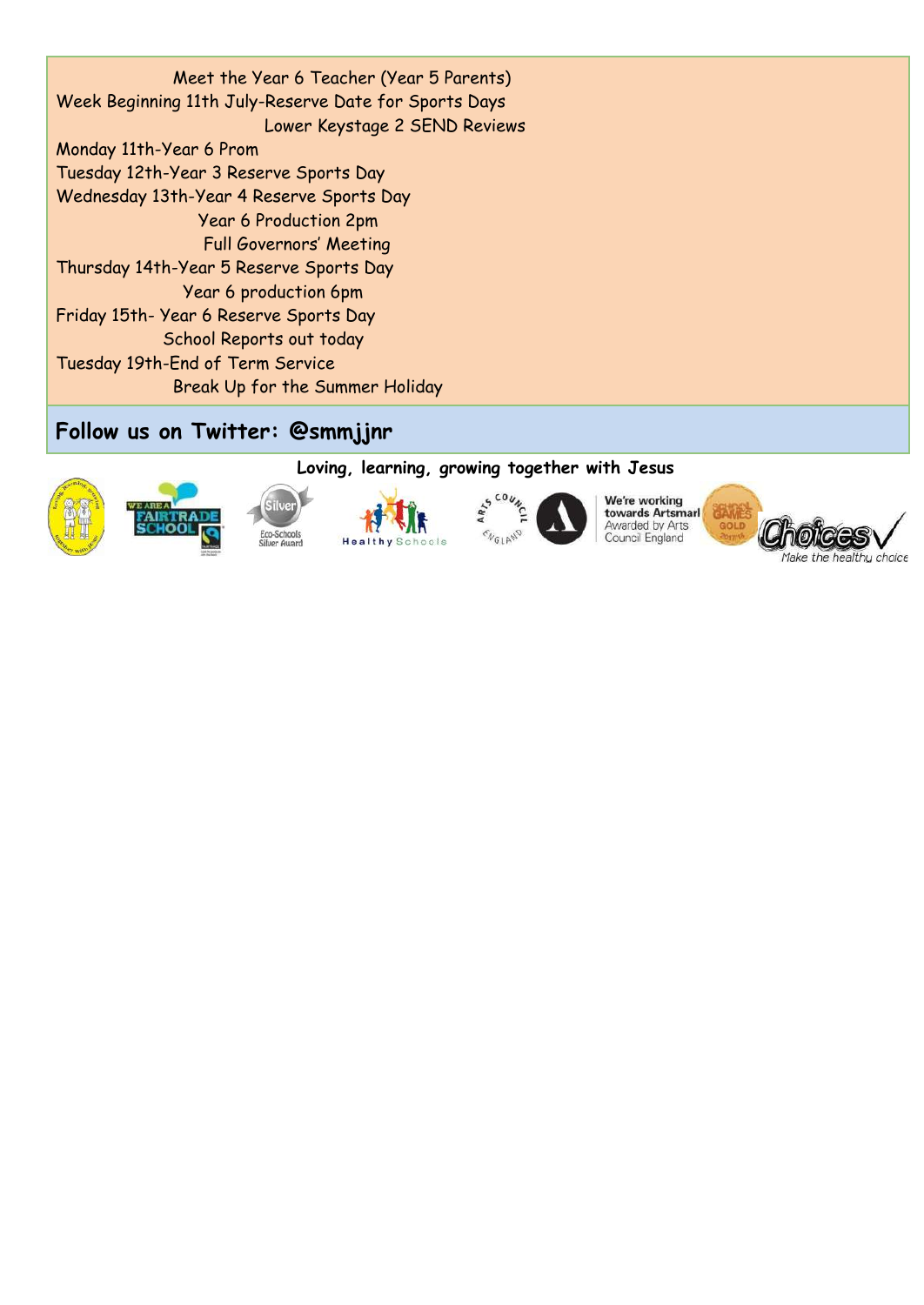Meet the Year 6 Teacher (Year 5 Parents)

Week Beginning 11th July-Reserve Date for Sports Days

Lower Keystage 2 SEND Reviews

Monday 11th-Year 6 Prom

Tuesday 12th-Year 3 Reserve Sports Day

Wednesday 13th-Year 4 Reserve Sports Day

Year 6 Production 2pm

Full Governors' Meeting

Thursday 14th-Year 5 Reserve Sports Day

Year 6 production 6pm

Friday 15th- Year 6 Reserve Sports Day

School Reports out today

Tuesday 19th-End of Term Service

Break Up for the Summer Holiday

## Follow us on Twitter: @smmjjnr

**Loving, learning, growing together with Jesus**

We're working towards Artsmark Awarded by Arts Council England